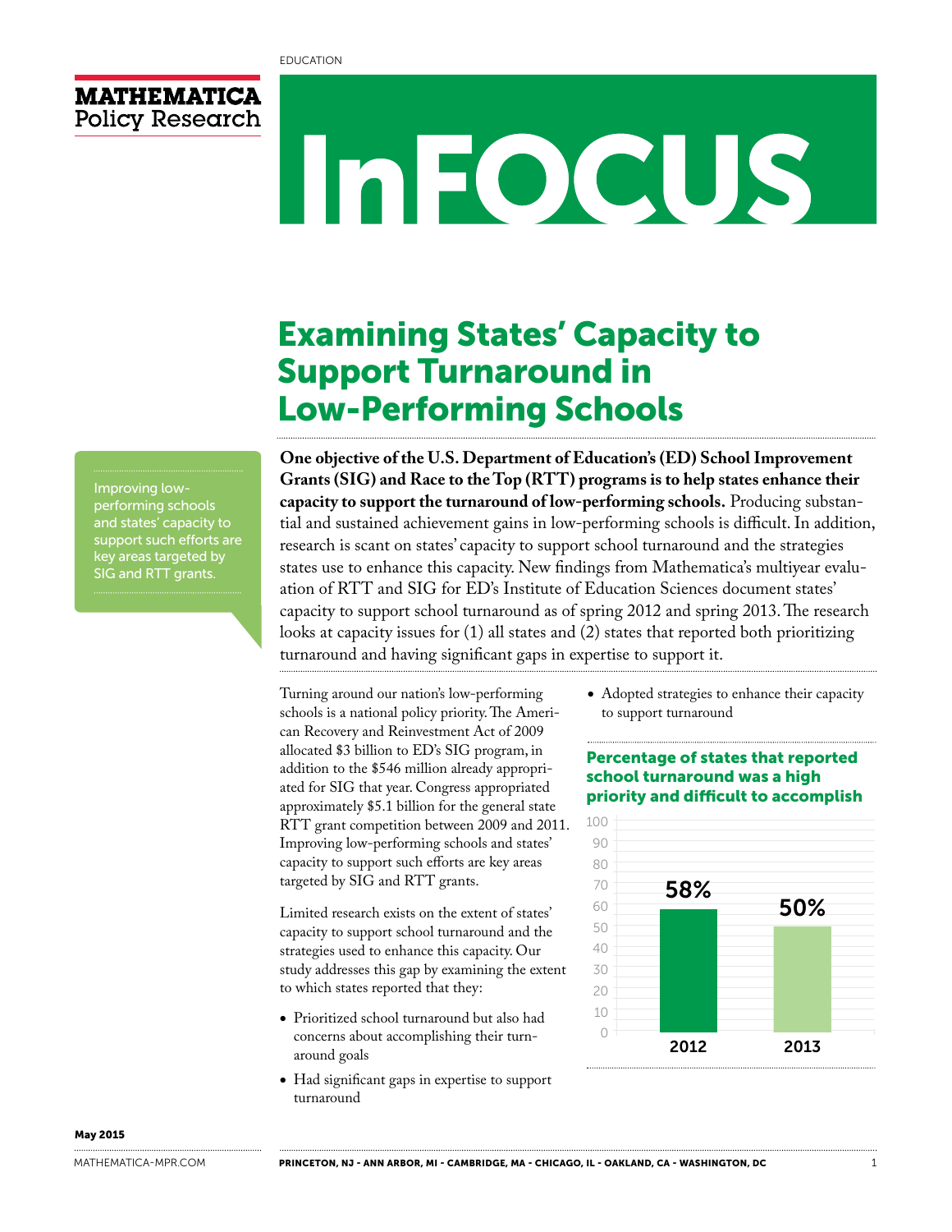EDUCATION

MATHEMATICA Policy Research

# InFOCUS

## Examining States' Capacity to Support Turnaround in Low-Performing Schools

Improving low-performing schools and states' capacity to support such efforts are key areas targeted by SIG and RTT grants.

**One objective of the U.S. Department of Education's (ED) School Improvement Grants (SIG) and Race to the Top (RTT) programs is to help states enhance their capacity to support the turnaround of low-performing schools.** Producing substantial and sustained achievement gains in low-performing schools is difficult. In addition, research is scant on states' capacity to support school turnaround and the strategies states use to enhance this capacity. New findings from Mathematica's multiyear evaluation of RTT and SIG for ED's Institute of Education Sciences document states' capacity to support school turnaround as of spring 2012 and spring 2013. The research looks at capacity issues for (1) all states and (2) states that reported both prioritizing turnaround and having significant gaps in expertise to support it.

Turning around our nation's low-performing schools is a national policy priority. The American Recovery and Reinvestment Act of 2009 allocated $3 billion to ED's SIG program, in addition to the $546 million already appropriated for SIG that year. Congress appropriated approximately $5.1 billion for the general state RTT grant competition between 2009 and 2011. Improving low-performing schools and states' capacity to support such efforts are key areas targeted by SIG and RTT grants.

Limited research exists on the extent of states' capacity to support school turnaround and the strategies used to enhance this capacity. Our study addresses this gap by examining the extent to which states reported that they:

- Prioritized school turnaround but also had concerns about accomplishing their turnaround goals
- Had significant gaps in expertise to support turnaround
- Adopted strategies to enhance their capacity to support turnaround

### Percentage of states that reported school turnaround was a high priority and difficult to accomplish

100
90
80
70
60
50
40
30
20
10
0

58%
50%

2012
2013

May 2015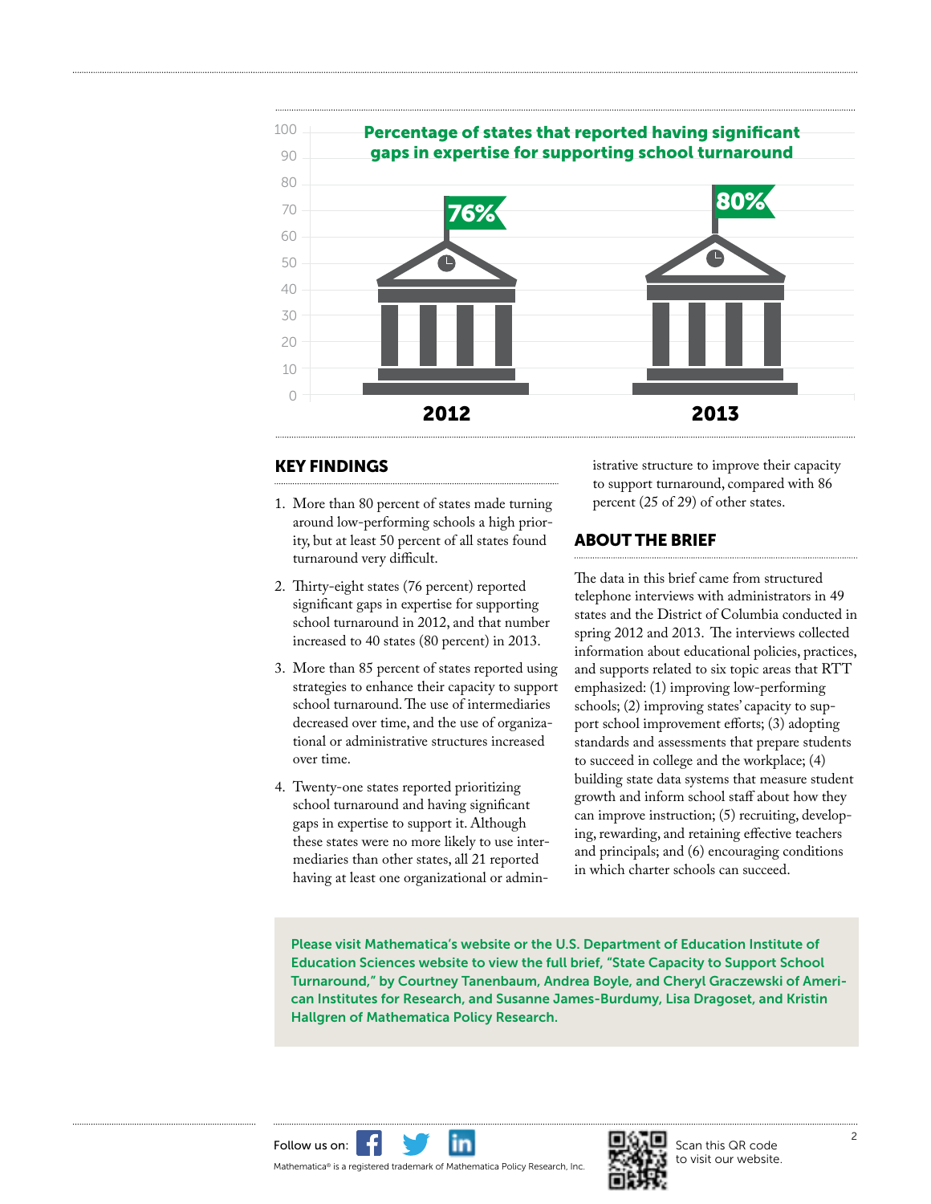Percentage of states that reported having significant gaps in expertise for supporting school turnaround

100
90
80
70
60
50
40
30
20
10
0

76%
80%

2012
2013

## KEY FINDINGS

1. More than 80 percent of states made turning around low-performing schools a high priority, but at least 50 percent of all states found turnaround very difficult.
2. Thirty-eight states (76 percent) reported significant gaps in expertise for supporting school turnaround in 2012, and that number increased to 40 states (80 percent) in 2013.
3. More than 85 percent of states reported using strategies to enhance their capacity to support school turnaround. The use of intermediaries decreased over time, and the use of organizational or administrative structures increased over time.
4. Twenty-one states reported prioritizing school turnaround and having significant gaps in expertise to support it. Although these states were no more likely to use intermediaries than other states, all 21 reported having at least one organizational or administrative structure to improve their capacity to support turnaround, compared with 86 percent (25 of 29) of other states.

## ABOUT THE BRIEF

The data in this brief came from structured telephone interviews with administrators in 49 states and the District of Columbia conducted in spring 2012 and 2013. The interviews collected information about educational policies, practices, and supports related to six topic areas that RTT emphasized: (1) improving low-performing schools; (2) improving states' capacity to support school improvement efforts; (3) adopting standards and assessments that prepare students to succeed in college and the workplace; (4) building state data systems that measure student growth and inform school staff about how they can improve instruction; (5) recruiting, developing, rewarding, and retaining effective teachers and principals; and (6) encouraging conditions in which charter schools can succeed.

Please visit Mathematica's website or the U.S. Department of Education Institute of Education Sciences website to view the full brief, "State Capacity to Support School Turnaround," by Courtney Tanenbaum, Andrea Boyle, and Cheryl Graczewski of American Institutes for Research, and Susanne James-Burdumy, Lisa Dragoset, and Kristin Hallgren of Mathematica Policy Research.

Follow us on:

Mathematica® is a registered trademark of Mathematica Policy Research, Inc.

Scan this QR code to visit our website.